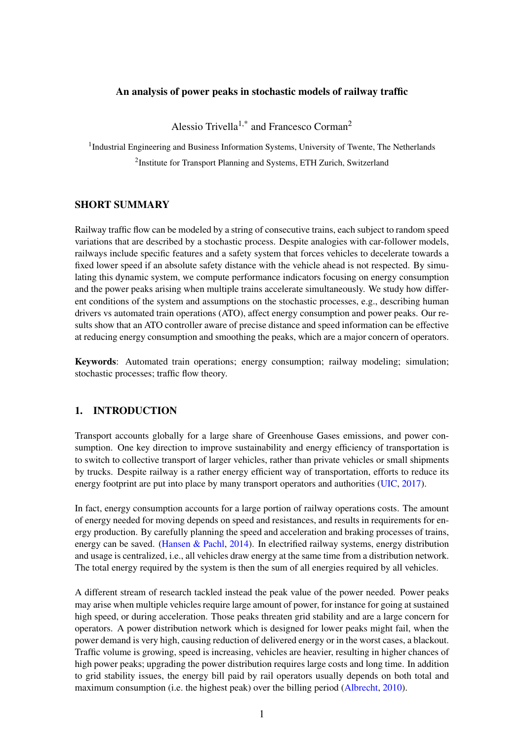# An analysis of power peaks in stochastic models of railway traffic

Alessio Trivella[1,*] and Francesco Corman[2]

[1]Industrial Engineering and Business Information Systems, University of Twente, The Netherlands

[2]Institute for Transport Planning and Systems, ETH Zurich, Switzerland

## SHORT SUMMARY

Railway traffic flow can be modeled by a string of consecutive trains, each subject to random speed variations that are described by a stochastic process. Despite analogies with car-follower models, railways include specific features and a safety system that forces vehicles to decelerate towards a fixed lower speed if an absolute safety distance with the vehicle ahead is not respected. By simulating this dynamic system, we compute performance indicators focusing on energy consumption and the power peaks arising when multiple trains accelerate simultaneously. We study how different conditions of the system and assumptions on the stochastic processes, e.g., describing human drivers vs automated train operations (ATO), affect energy consumption and power peaks. Our results show that an ATO controller aware of precise distance and speed information can be effective at reducing energy consumption and smoothing the peaks, which are a major concern of operators.

**Keywords**: Automated train operations; energy consumption; railway modeling; simulation; stochastic processes; traffic flow theory.

## 1. INTRODUCTION

Transport accounts globally for a large share of Greenhouse Gases emissions, and power consumption. One key direction to improve sustainability and energy efficiency of transportation is to switch to collective transport of larger vehicles, rather than private vehicles or small shipments by trucks. Despite railway is a rather energy efficient way of transportation, efforts to reduce its energy footprint are put into place by many transport operators and authorities (UIC, 2017).

In fact, energy consumption accounts for a large portion of railway operations costs. The amount of energy needed for moving depends on speed and resistances, and results in requirements for energy production. By carefully planning the speed and acceleration and braking processes of trains, energy can be saved. (Hansen & Pachl, 2014). In electrified railway systems, energy distribution and usage is centralized, i.e., all vehicles draw energy at the same time from a distribution network. The total energy required by the system is then the sum of all energies required by all vehicles.

A different stream of research tackled instead the peak value of the power needed. Power peaks may arise when multiple vehicles require large amount of power, for instance for going at sustained high speed, or during acceleration. Those peaks threaten grid stability and are a large concern for operators. A power distribution network which is designed for lower peaks might fail, when the power demand is very high, causing reduction of delivered energy or in the worst cases, a blackout. Traffic volume is growing, speed is increasing, vehicles are heavier, resulting in higher chances of high power peaks; upgrading the power distribution requires large costs and long time. In addition to grid stability issues, the energy bill paid by rail operators usually depends on both total and maximum consumption (i.e. the highest peak) over the billing period (Albrecht, 2010).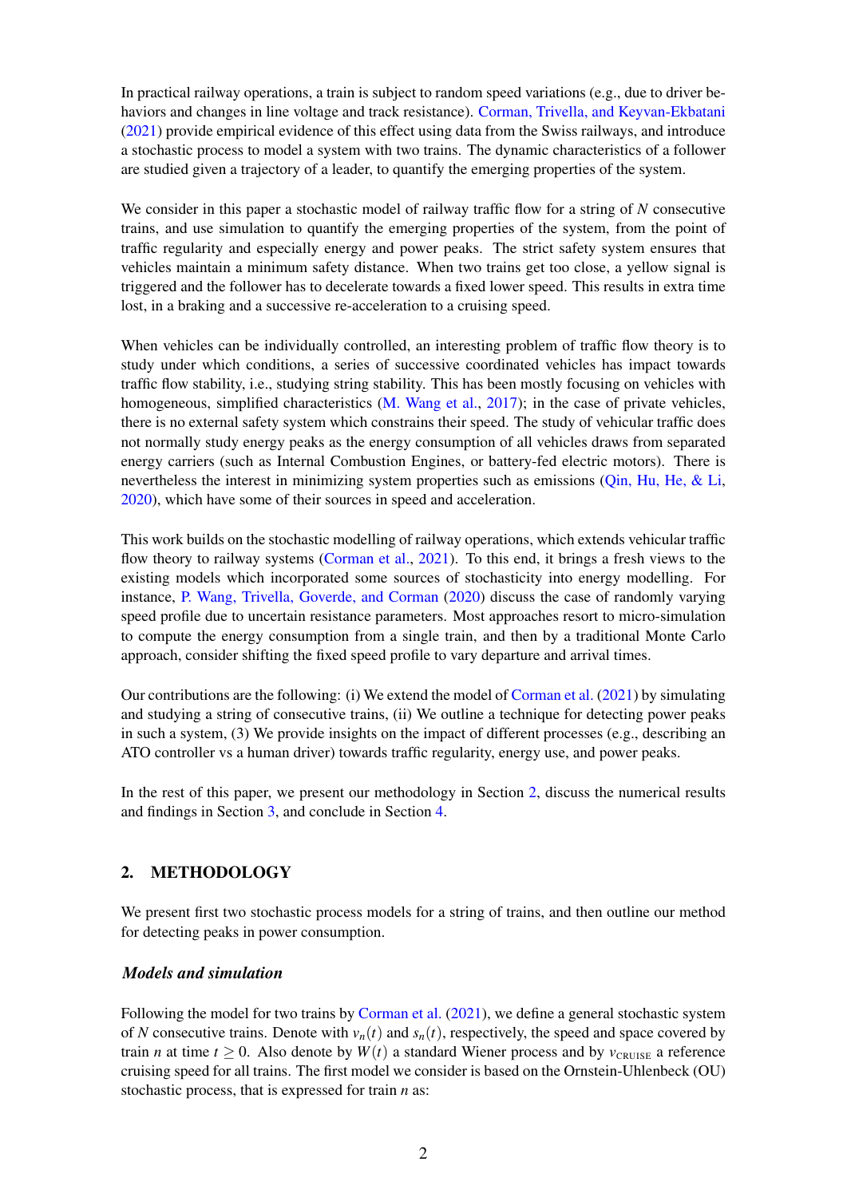In practical railway operations, a train is subject to random speed variations (e.g., due to driver behaviors and changes in line voltage and track resistance). Corman, Trivella, and Keyvan-Ekbatani (2021) provide empirical evidence of this effect using data from the Swiss railways, and introduce a stochastic process to model a system with two trains. The dynamic characteristics of a follower are studied given a trajectory of a leader, to quantify the emerging properties of the system.

We consider in this paper a stochastic model of railway traffic flow for a string of $N$ consecutive trains, and use simulation to quantify the emerging properties of the system, from the point of traffic regularity and especially energy and power peaks. The strict safety system ensures that vehicles maintain a minimum safety distance. When two trains get too close, a yellow signal is triggered and the follower has to decelerate towards a fixed lower speed. This results in extra time lost, in a braking and a successive re-acceleration to a cruising speed.

When vehicles can be individually controlled, an interesting problem of traffic flow theory is to study under which conditions, a series of successive coordinated vehicles has impact towards traffic flow stability, i.e., studying string stability. This has been mostly focusing on vehicles with homogeneous, simplified characteristics (M. Wang et al., 2017); in the case of private vehicles, there is no external safety system which constrains their speed. The study of vehicular traffic does not normally study energy peaks as the energy consumption of all vehicles draws from separated energy carriers (such as Internal Combustion Engines, or battery-fed electric motors). There is nevertheless the interest in minimizing system properties such as emissions (Qin, Hu, He, & Li, 2020), which have some of their sources in speed and acceleration.

This work builds on the stochastic modelling of railway operations, which extends vehicular traffic flow theory to railway systems (Corman et al., 2021). To this end, it brings a fresh views to the existing models which incorporated some sources of stochasticity into energy modelling. For instance, P. Wang, Trivella, Goverde, and Corman (2020) discuss the case of randomly varying speed profile due to uncertain resistance parameters. Most approaches resort to micro-simulation to compute the energy consumption from a single train, and then by a traditional Monte Carlo approach, consider shifting the fixed speed profile to vary departure and arrival times.

Our contributions are the following: (i) We extend the model of Corman et al. (2021) by simulating and studying a string of consecutive trains, (ii) We outline a technique for detecting power peaks in such a system, (3) We provide insights on the impact of different processes (e.g., describing an ATO controller vs a human driver) towards traffic regularity, energy use, and power peaks.

In the rest of this paper, we present our methodology in Section 2, discuss the numerical results and findings in Section 3, and conclude in Section 4.

## 2. METHODOLOGY

We present first two stochastic process models for a string of trains, and then outline our method for detecting peaks in power consumption.

### *Models and simulation*

Following the model for two trains by Corman et al. (2021), we define a general stochastic system of $N$ consecutive trains. Denote with $v_n(t)$ and $s_n(t)$, respectively, the speed and space covered by train $n$ at time $t \geq 0$. Also denote by $W(t)$ a standard Wiener process and by $v_{\text{CRUISE}}$ a reference cruising speed for all trains. The first model we consider is based on the Ornstein-Uhlenbeck (OU) stochastic process, that is expressed for train $n$ as: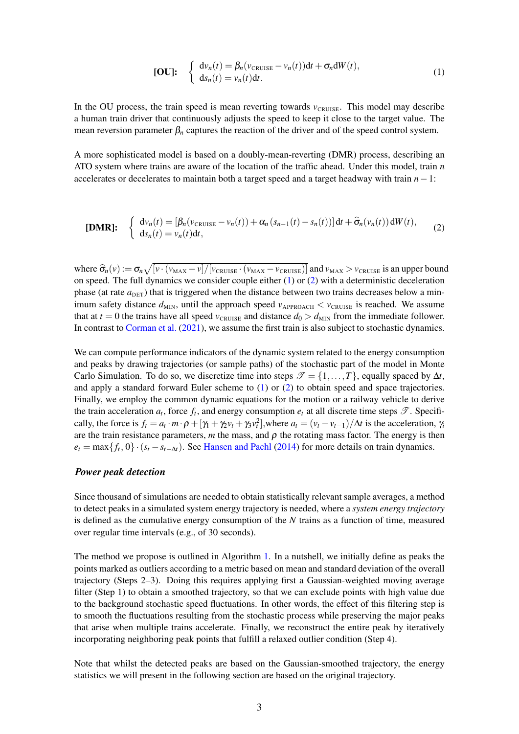$$
\textbf{[OU]:} \quad \begin{cases} \mathrm{d}v_n(t) = \beta_n(v_{\text{CRUISE}} - v_n(t))\mathrm{d}t + \sigma_n \mathrm{d}W(t), \\ \mathrm{d}s_n(t) = v_n(t)\mathrm{d}t. \end{cases} \tag{1}
$$

In the OU process, the train speed is mean reverting towards $v_{\text{CRUISE}}$. This model may describe a human train driver that continuously adjusts the speed to keep it close to the target value. The mean reversion parameter $\beta_n$ captures the reaction of the driver and of the speed control system.

A more sophisticated model is based on a doubly-mean-reverting (DMR) process, describing an ATO system where trains are aware of the location of the traffic ahead. Under this model, train $n$ accelerates or decelerates to maintain both a target speed and a target headway with train $n-1$:

$$
\textbf{[DMR]:} \quad \begin{cases} \mathrm{d}v_n(t) = \left[\beta_n(v_{\text{CRUISE}} - v_n(t)) + \alpha_n\left(s_{n-1}(t) - s_n(t)\right)\right]\mathrm{d}t + \widehat{\sigma}_n(v_n(t))\,\mathrm{d}W(t), \\ \mathrm{d}s_n(t) = v_n(t)\mathrm{d}t, \end{cases} \tag{2}
$$

where $\widehat{\sigma}_n(v) := \sigma_n\sqrt{[v \cdot (v_{\text{MAX}} - v)]/[v_{\text{CRUISE}} \cdot (v_{\text{MAX}} - v_{\text{CRUISE}})]}$ and $v_{\text{MAX}} > v_{\text{CRUISE}}$ is an upper bound on speed. The full dynamics we consider couple either (1) or (2) with a deterministic deceleration phase (at rate $a_{\text{DET}}$) that is triggered when the distance between two trains decreases below a minimum safety distance $d_{\text{MIN}}$, until the approach speed $v_{\text{APPROACH}} < v_{\text{CRUISE}}$ is reached. We assume that at $t = 0$ the trains have all speed $v_{\text{CRUISE}}$ and distance $d_0 > d_{\text{MIN}}$ from the immediate follower. In contrast to Corman et al. (2021), we assume the first train is also subject to stochastic dynamics.

We can compute performance indicators of the dynamic system related to the energy consumption and peaks by drawing trajectories (or sample paths) of the stochastic part of the model in Monte Carlo Simulation. To do so, we discretize time into steps $\mathscr{T} = \{1, \ldots, T\}$, equally spaced by $\Delta t$, and apply a standard forward Euler scheme to (1) or (2) to obtain speed and space trajectories. Finally, we employ the common dynamic equations for the motion or a railway vehicle to derive the train acceleration $a_t$, force $f_t$, and energy consumption $e_t$ at all discrete time steps $\mathscr{T}$. Specifically, the force is $f_t = a_t \cdot m \cdot \rho + [\gamma_1 + \gamma_2 v_t + \gamma_3 v_t^2]$,where $a_t = (v_t - v_{t-1})/\Delta t$ is the acceleration, $\gamma_i$ are the train resistance parameters, $m$ the mass, and $\rho$ the rotating mass factor. The energy is then $e_t = \max\{f_t, 0\} \cdot (s_t - s_{t-\Delta t})$. See Hansen and Pachl (2014) for more details on train dynamics.

### *Power peak detection*

Since thousand of simulations are needed to obtain statistically relevant sample averages, a method to detect peaks in a simulated system energy trajectory is needed, where a *system energy trajectory* is defined as the cumulative energy consumption of the $N$ trains as a function of time, measured over regular time intervals (e.g., of 30 seconds).

The method we propose is outlined in Algorithm 1. In a nutshell, we initially define as peaks the points marked as outliers according to a metric based on mean and standard deviation of the overall trajectory (Steps 2–3). Doing this requires applying first a Gaussian-weighted moving average filter (Step 1) to obtain a smoothed trajectory, so that we can exclude points with high value due to the background stochastic speed fluctuations. In other words, the effect of this filtering step is to smooth the fluctuations resulting from the stochastic process while preserving the major peaks that arise when multiple trains accelerate. Finally, we reconstruct the entire peak by iteratively incorporating neighboring peak points that fulfill a relaxed outlier condition (Step 4).

Note that whilst the detected peaks are based on the Gaussian-smoothed trajectory, the energy statistics we will present in the following section are based on the original trajectory.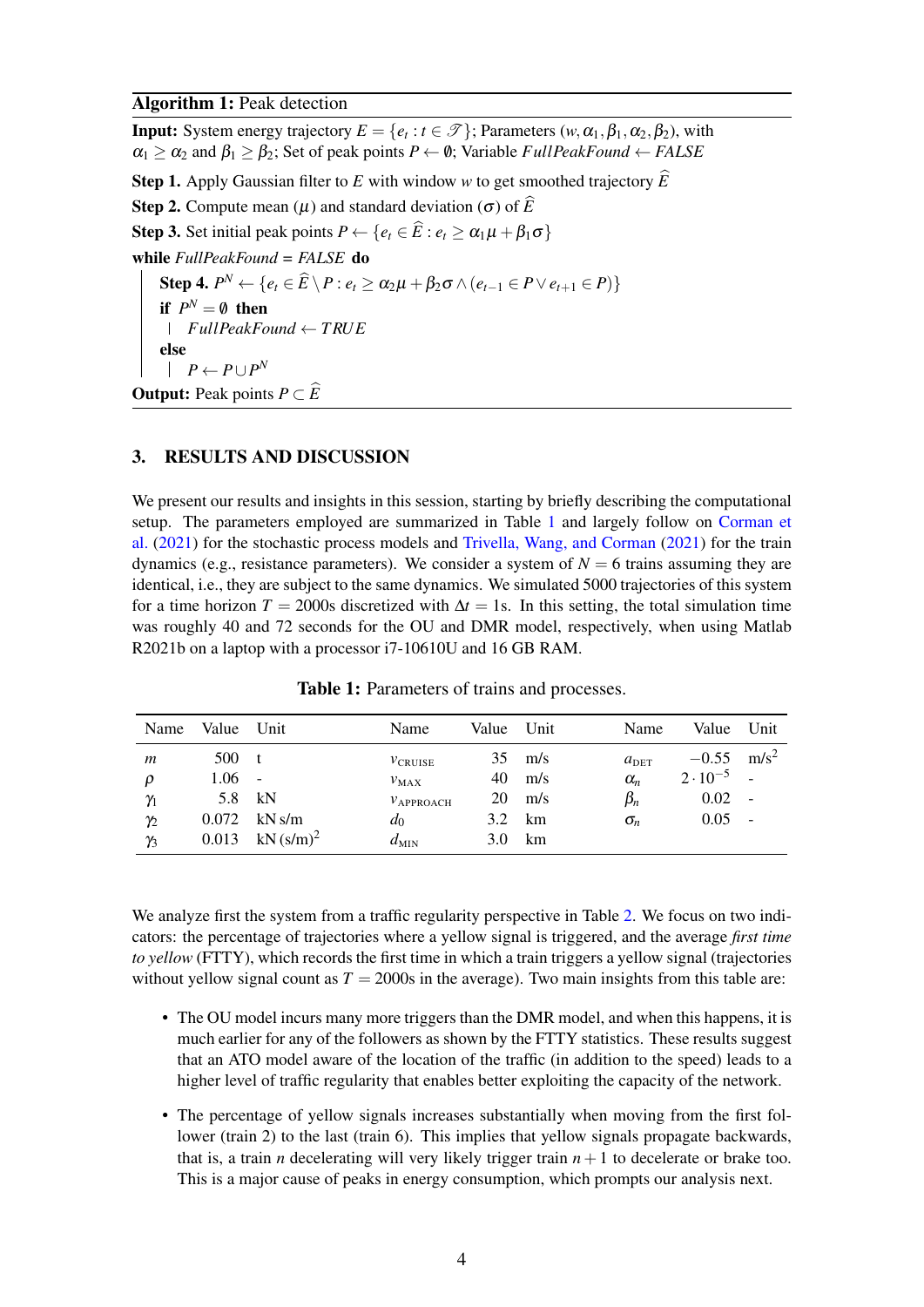**Algorithm 1:** Peak detection

**Input:** System energy trajectory $E = \{e_t : t \in \mathcal{T}\}$; Parameters $(w, \alpha_1, \beta_1, \alpha_2, \beta_2)$, with $\alpha_1 \geq \alpha_2$ and $\beta_1 \geq \beta_2$; Set of peak points $P \leftarrow \emptyset$; Variable $FullPeakFound \leftarrow FALSE$

**Step 1.** Apply Gaussian filter to $E$ with window $w$ to get smoothed trajectory $\widehat{E}$

**Step 2.** Compute mean ($\mu$) and standard deviation ($\sigma$) of $\widehat{E}$

**Step 3.** Set initial peak points $P \leftarrow \{e_t \in \widehat{E} : e_t \geq \alpha_1 \mu + \beta_1 \sigma\}$

**while** $FullPeakFound$ = $FALSE$ **do**

  **Step 4.** $P^N \leftarrow \{e_t \in \widehat{E} \setminus P : e_t \geq \alpha_2 \mu + \beta_2 \sigma \wedge (e_{t-1} \in P \vee e_{t+1} \in P)\}$

  **if** $P^N = \emptyset$ **then**

    $FullPeakFound \leftarrow TRUE$

  **else**

    $P \leftarrow P \cup P^N$

**Output:** Peak points $P \subset \widehat{E}$

## 3. RESULTS AND DISCUSSION

We present our results and insights in this session, starting by briefly describing the computational setup. The parameters employed are summarized in Table 1 and largely follow on Corman et al. (2021) for the stochastic process models and Trivella, Wang, and Corman (2021) for the train dynamics (e.g., resistance parameters). We consider a system of $N = 6$ trains assuming they are identical, i.e., they are subject to the same dynamics. We simulated 5000 trajectories of this system for a time horizon $T = 2000$s discretized with $\Delta t = 1$s. In this setting, the total simulation time was roughly 40 and 72 seconds for the OU and DMR model, respectively, when using Matlab R2021b on a laptop with a processor i7-10610U and 16 GB RAM.

**Table 1:** Parameters of trains and processes.

| Name | Value | Unit | Name | Value | Unit | Name | Value | Unit |
|---|---|---|---|---|---|---|---|---|
| $m$ | 500 | t | $v_{\text{CRUISE}}$ | 35 | m/s | $a_{\text{DET}}$ | $-0.55$ | m/s$^2$ |
| $\rho$ | 1.06 | - | $v_{\text{MAX}}$ | 40 | m/s | $\alpha_n$ | $2 \cdot 10^{-5}$ | - |
| $\gamma_1$ | 5.8 | kN | $v_{\text{APPROACH}}$ | 20 | m/s | $\beta_n$ | 0.02 | - |
| $\gamma_2$ | 0.072 | kN s/m | $d_0$ | 3.2 | km | $\sigma_n$ | 0.05 | - |
| $\gamma_3$ | 0.013 | kN (s/m)$^2$ | $d_{\text{MIN}}$ | 3.0 | km | | | |

We analyze first the system from a traffic regularity perspective in Table 2. We focus on two indicators: the percentage of trajectories where a yellow signal is triggered, and the average *first time to yellow* (FTTY), which records the first time in which a train triggers a yellow signal (trajectories without yellow signal count as $T = 2000$s in the average). Two main insights from this table are:

- The OU model incurs many more triggers than the DMR model, and when this happens, it is much earlier for any of the followers as shown by the FTTY statistics. These results suggest that an ATO model aware of the location of the traffic (in addition to the speed) leads to a higher level of traffic regularity that enables better exploiting the capacity of the network.
- The percentage of yellow signals increases substantially when moving from the first follower (train 2) to the last (train 6). This implies that yellow signals propagate backwards, that is, a train $n$ decelerating will very likely trigger train $n+1$ to decelerate or brake too. This is a major cause of peaks in energy consumption, which prompts our analysis next.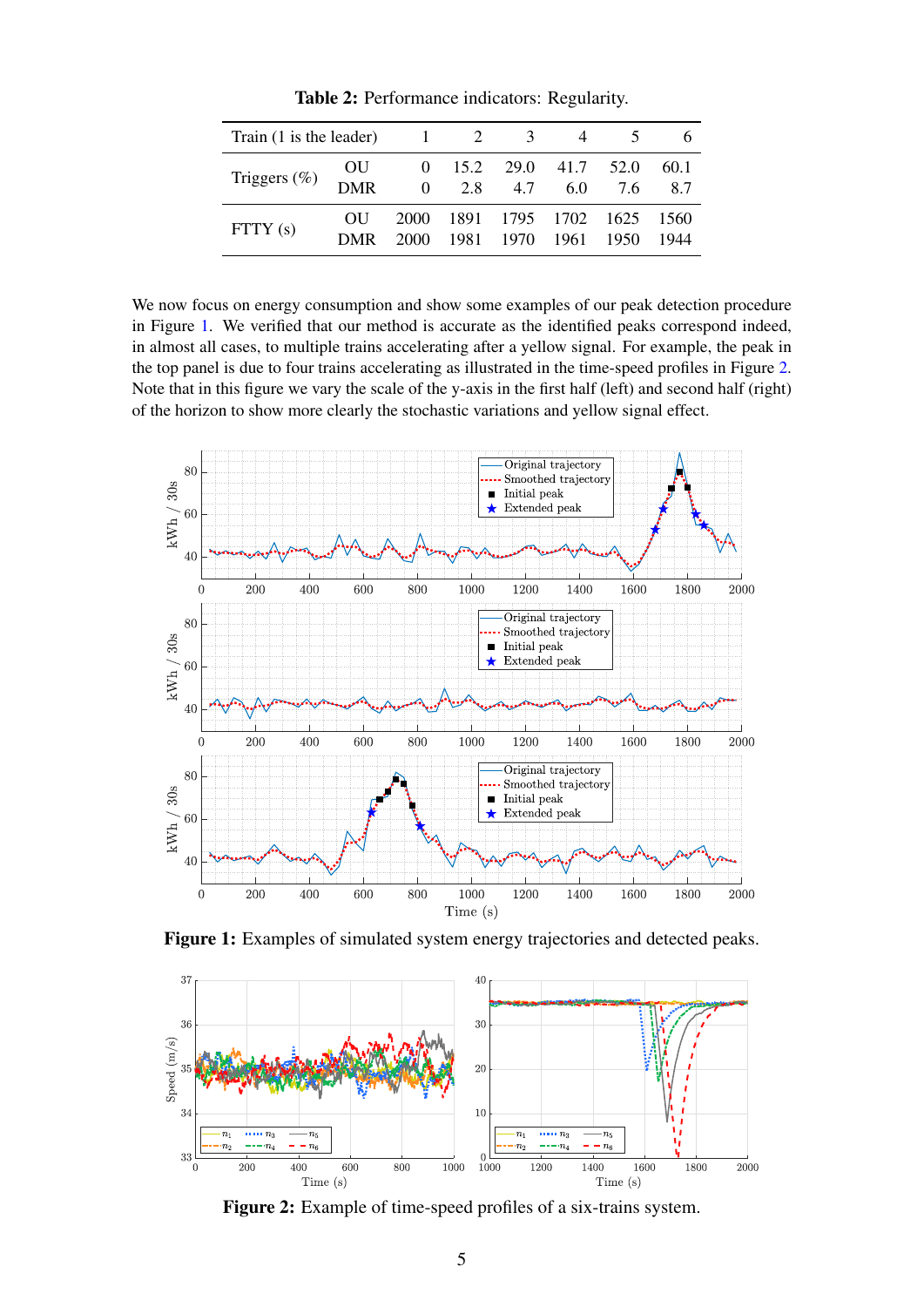**Table 2:** Performance indicators: Regularity.

| Train (1 is the leader) | | 1 | 2 | 3 | 4 | 5 | 6 |
|---|---|---|---|---|---|---|---|
| Triggers (%) | OU | 0 | 15.2 | 29.0 | 41.7 | 52.0 | 60.1 |
| | DMR | 0 | 2.8 | 4.7 | 6.0 | 7.6 | 8.7 |
| FTTY (s) | OU | 2000 | 1891 | 1795 | 1702 | 1625 | 1560 |
| | DMR | 2000 | 1981 | 1970 | 1961 | 1950 | 1944 |

We now focus on energy consumption and show some examples of our peak detection procedure in Figure 1. We verified that our method is accurate as the identified peaks correspond indeed, in almost all cases, to multiple trains accelerating after a yellow signal. For example, the peak in the top panel is due to four trains accelerating as illustrated in the time-speed profiles in Figure 2. Note that in this figure we vary the scale of the y-axis in the first half (left) and second half (right) of the horizon to show more clearly the stochastic variations and yellow signal effect.

**Figure 1:** Examples of simulated system energy trajectories and detected peaks.

**Figure 2:** Example of time-speed profiles of a six-trains system.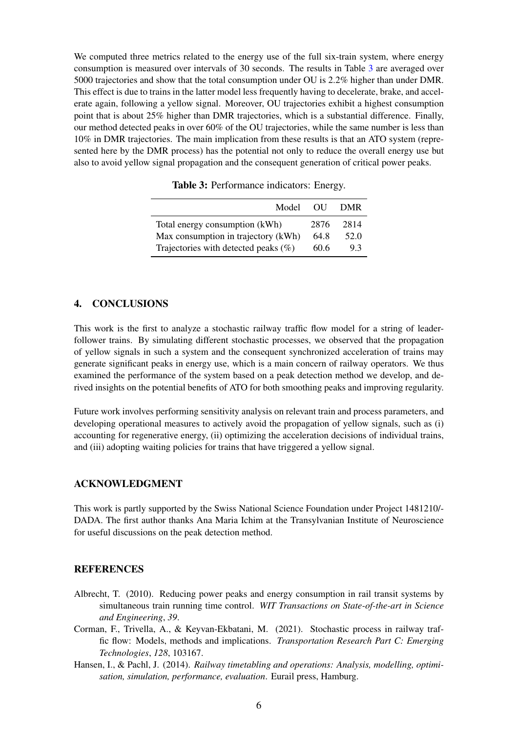We computed three metrics related to the energy use of the full six-train system, where energy consumption is measured over intervals of 30 seconds. The results in Table 3 are averaged over 5000 trajectories and show that the total consumption under OU is 2.2% higher than under DMR. This effect is due to trains in the latter model less frequently having to decelerate, brake, and accelerate again, following a yellow signal. Moreover, OU trajectories exhibit a highest consumption point that is about 25% higher than DMR trajectories, which is a substantial difference. Finally, our method detected peaks in over 60% of the OU trajectories, while the same number is less than 10% in DMR trajectories. The main implication from these results is that an ATO system (represented here by the DMR process) has the potential not only to reduce the overall energy use but also to avoid yellow signal propagation and the consequent generation of critical power peaks.

**Table 3:** Performance indicators: Energy.

| Model | OU | DMR |
|---|---|---|
| Total energy consumption (kWh) | 2876 | 2814 |
| Max consumption in trajectory (kWh) | 64.8 | 52.0 |
| Trajectories with detected peaks (%) | 60.6 | 9.3 |

## 4. CONCLUSIONS

This work is the first to analyze a stochastic railway traffic flow model for a string of leader-follower trains. By simulating different stochastic processes, we observed that the propagation of yellow signals in such a system and the consequent synchronized acceleration of trains may generate significant peaks in energy use, which is a main concern of railway operators. We thus examined the performance of the system based on a peak detection method we develop, and derived insights on the potential benefits of ATO for both smoothing peaks and improving regularity.

Future work involves performing sensitivity analysis on relevant train and process parameters, and developing operational measures to actively avoid the propagation of yellow signals, such as (i) accounting for regenerative energy, (ii) optimizing the acceleration decisions of individual trains, and (iii) adopting waiting policies for trains that have triggered a yellow signal.

## ACKNOWLEDGMENT

This work is partly supported by the Swiss National Science Foundation under Project 1481210/-DADA. The first author thanks Ana Maria Ichim at the Transylvanian Institute of Neuroscience for useful discussions on the peak detection method.

## REFERENCES

Albrecht, T. (2010). Reducing power peaks and energy consumption in rail transit systems by simultaneous train running time control. *WIT Transactions on State-of-the-art in Science and Engineering*, *39*.

Corman, F., Trivella, A., & Keyvan-Ekbatani, M. (2021). Stochastic process in railway traffic flow: Models, methods and implications. *Transportation Research Part C: Emerging Technologies*, *128*, 103167.

Hansen, I., & Pachl, J. (2014). *Railway timetabling and operations: Analysis, modelling, optimisation, simulation, performance, evaluation*. Eurail press, Hamburg.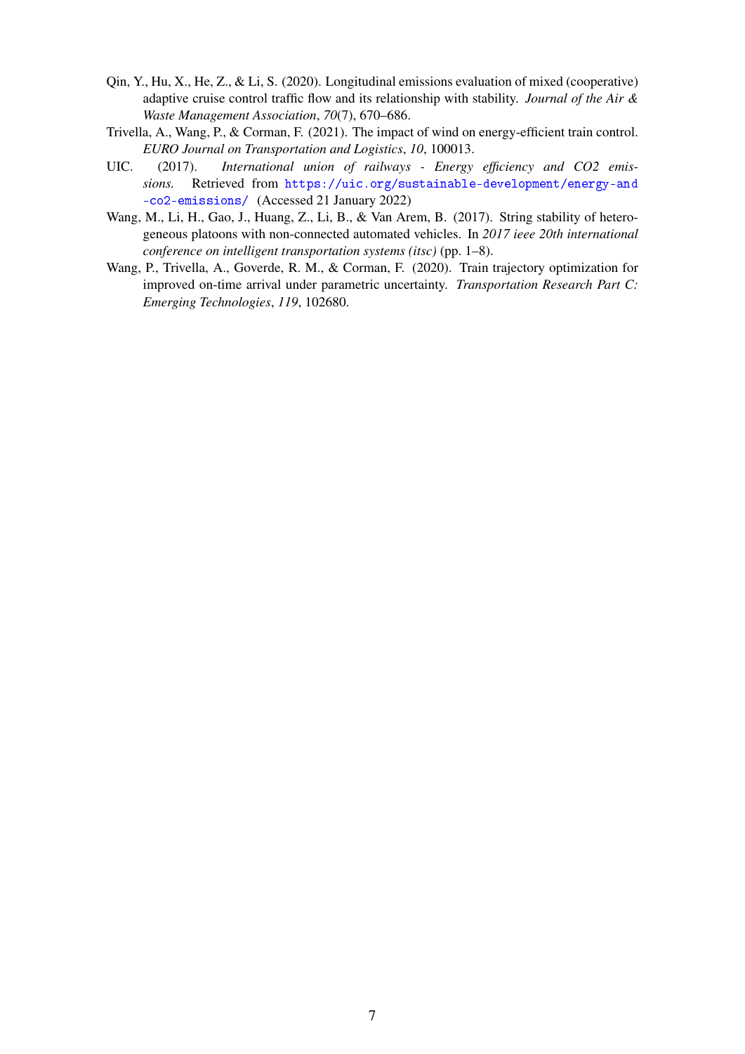Qin, Y., Hu, X., He, Z., & Li, S. (2020). Longitudinal emissions evaluation of mixed (cooperative) adaptive cruise control traffic flow and its relationship with stability. *Journal of the Air & Waste Management Association*, *70*(7), 670–686.

Trivella, A., Wang, P., & Corman, F. (2021). The impact of wind on energy-efficient train control. *EURO Journal on Transportation and Logistics*, *10*, 100013.

UIC. (2017). *International union of railways - Energy efficiency and CO2 emissions.* Retrieved from https://uic.org/sustainable-development/energy-and-co2-emissions/ (Accessed 21 January 2022)

Wang, M., Li, H., Gao, J., Huang, Z., Li, B., & Van Arem, B. (2017). String stability of heterogeneous platoons with non-connected automated vehicles. In *2017 ieee 20th international conference on intelligent transportation systems (itsc)* (pp. 1–8).

Wang, P., Trivella, A., Goverde, R. M., & Corman, F. (2020). Train trajectory optimization for improved on-time arrival under parametric uncertainty. *Transportation Research Part C: Emerging Technologies*, *119*, 102680.